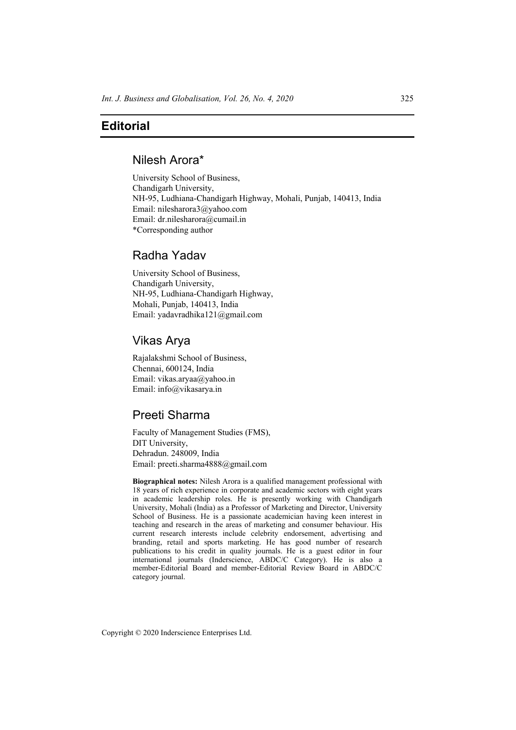# Editorial

## Nilesh Arora*

University School of Business,
Chandigarh University,
NH-95, Ludhiana-Chandigarh Highway, Mohali, Punjab, 140413, India
Email: nilesharora3@yahoo.com
Email: dr.nilesharora@cumail.in
*Corresponding author

## Radha Yadav

University School of Business,
Chandigarh University,
NH-95, Ludhiana-Chandigarh Highway,
Mohali, Punjab, 140413, India
Email: yadavradhika121@gmail.com

## Vikas Arya

Rajalakshmi School of Business,
Chennai, 600124, India
Email: vikas.aryaa@yahoo.in
Email: info@vikasarya.in

## Preeti Sharma

Faculty of Management Studies (FMS),
DIT University,
Dehradun. 248009, India
Email: preeti.sharma4888@gmail.com

**Biographical notes:** Nilesh Arora is a qualified management professional with 18 years of rich experience in corporate and academic sectors with eight years in academic leadership roles. He is presently working with Chandigarh University, Mohali (India) as a Professor of Marketing and Director, University School of Business. He is a passionate academician having keen interest in teaching and research in the areas of marketing and consumer behaviour. His current research interests include celebrity endorsement, advertising and branding, retail and sports marketing. He has good number of research publications to his credit in quality journals. He is a guest editor in four international journals (Inderscience, ABDC/C Category). He is also a member-Editorial Board and member-Editorial Review Board in ABDC/C category journal.

Copyright © 2020 Inderscience Enterprises Ltd.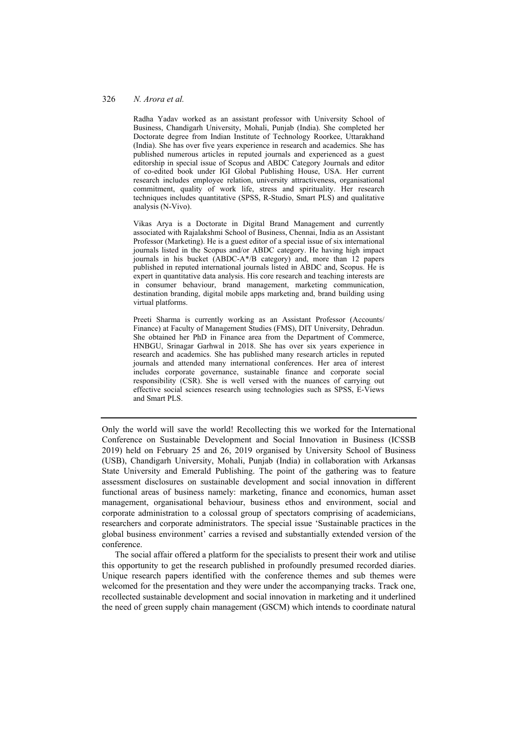Radha Yadav worked as an assistant professor with University School of Business, Chandigarh University, Mohali, Punjab (India). She completed her Doctorate degree from Indian Institute of Technology Roorkee, Uttarakhand (India). She has over five years experience in research and academics. She has published numerous articles in reputed journals and experienced as a guest editorship in special issue of Scopus and ABDC Category Journals and editor of co-edited book under IGI Global Publishing House, USA. Her current research includes employee relation, university attractiveness, organisational commitment, quality of work life, stress and spirituality. Her research techniques includes quantitative (SPSS, R-Studio, Smart PLS) and qualitative analysis (N-Vivo).

Vikas Arya is a Doctorate in Digital Brand Management and currently associated with Rajalakshmi School of Business, Chennai, India as an Assistant Professor (Marketing). He is a guest editor of a special issue of six international journals listed in the Scopus and/or ABDC category. He having high impact journals in his bucket (ABDC-A*/B category) and, more than 12 papers published in reputed international journals listed in ABDC and, Scopus. He is expert in quantitative data analysis. His core research and teaching interests are in consumer behaviour, brand management, marketing communication, destination branding, digital mobile apps marketing and, brand building using virtual platforms.

Preeti Sharma is currently working as an Assistant Professor (Accounts/ Finance) at Faculty of Management Studies (FMS), DIT University, Dehradun. She obtained her PhD in Finance area from the Department of Commerce, HNBGU, Srinagar Garhwal in 2018. She has over six years experience in research and academics. She has published many research articles in reputed journals and attended many international conferences. Her area of interest includes corporate governance, sustainable finance and corporate social responsibility (CSR). She is well versed with the nuances of carrying out effective social sciences research using technologies such as SPSS, E-Views and Smart PLS.

---

Only the world will save the world! Recollecting this we worked for the International Conference on Sustainable Development and Social Innovation in Business (ICSSB 2019) held on February 25 and 26, 2019 organised by University School of Business (USB), Chandigarh University, Mohali, Punjab (India) in collaboration with Arkansas State University and Emerald Publishing. The point of the gathering was to feature assessment disclosures on sustainable development and social innovation in different functional areas of business namely: marketing, finance and economics, human asset management, organisational behaviour, business ethos and environment, social and corporate administration to a colossal group of spectators comprising of academicians, researchers and corporate administrators. The special issue 'Sustainable practices in the global business environment' carries a revised and substantially extended version of the conference.

The social affair offered a platform for the specialists to present their work and utilise this opportunity to get the research published in profoundly presumed recorded diaries. Unique research papers identified with the conference themes and sub themes were welcomed for the presentation and they were under the accompanying tracks. Track one, recollected sustainable development and social innovation in marketing and it underlined the need of green supply chain management (GSCM) which intends to coordinate natural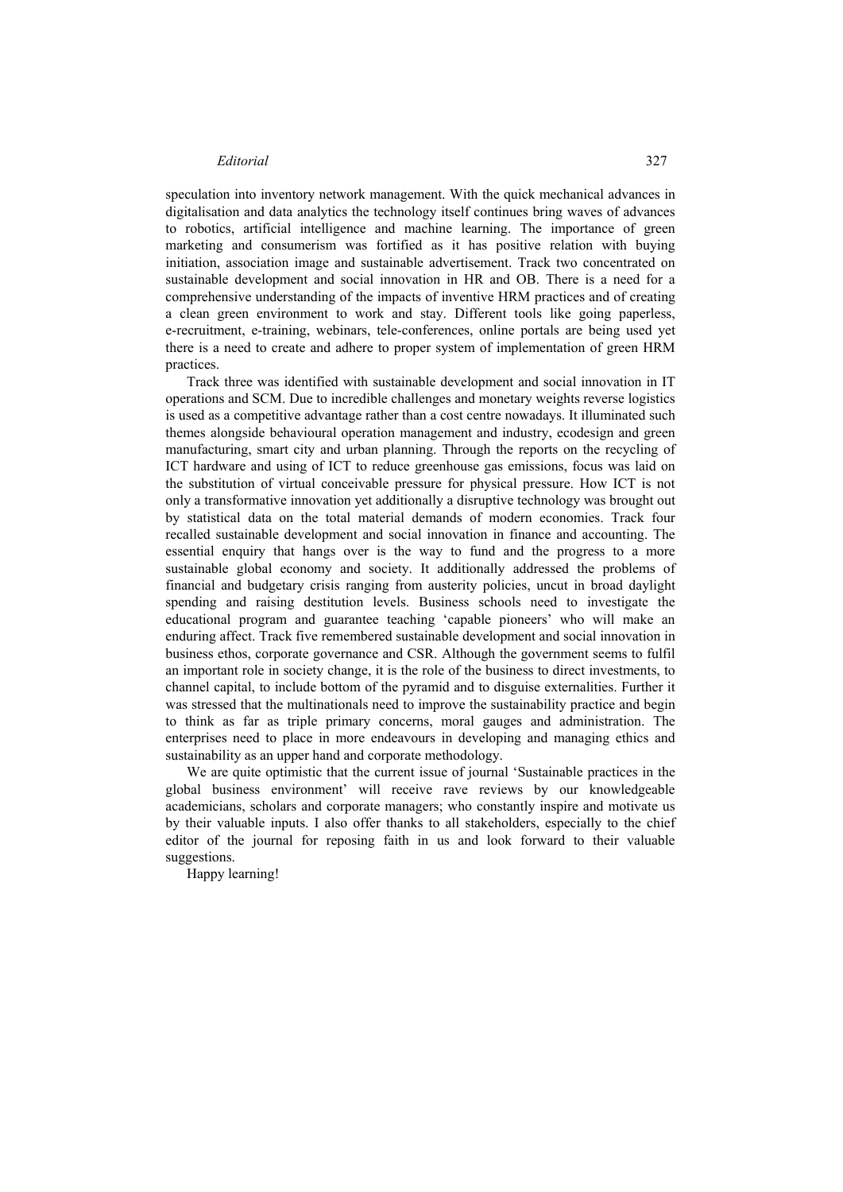speculation into inventory network management. With the quick mechanical advances in digitalisation and data analytics the technology itself continues bring waves of advances to robotics, artificial intelligence and machine learning. The importance of green marketing and consumerism was fortified as it has positive relation with buying initiation, association image and sustainable advertisement. Track two concentrated on sustainable development and social innovation in HR and OB. There is a need for a comprehensive understanding of the impacts of inventive HRM practices and of creating a clean green environment to work and stay. Different tools like going paperless, e-recruitment, e-training, webinars, tele-conferences, online portals are being used yet there is a need to create and adhere to proper system of implementation of green HRM practices.

Track three was identified with sustainable development and social innovation in IT operations and SCM. Due to incredible challenges and monetary weights reverse logistics is used as a competitive advantage rather than a cost centre nowadays. It illuminated such themes alongside behavioural operation management and industry, ecodesign and green manufacturing, smart city and urban planning. Through the reports on the recycling of ICT hardware and using of ICT to reduce greenhouse gas emissions, focus was laid on the substitution of virtual conceivable pressure for physical pressure. How ICT is not only a transformative innovation yet additionally a disruptive technology was brought out by statistical data on the total material demands of modern economies. Track four recalled sustainable development and social innovation in finance and accounting. The essential enquiry that hangs over is the way to fund and the progress to a more sustainable global economy and society. It additionally addressed the problems of financial and budgetary crisis ranging from austerity policies, uncut in broad daylight spending and raising destitution levels. Business schools need to investigate the educational program and guarantee teaching 'capable pioneers' who will make an enduring affect. Track five remembered sustainable development and social innovation in business ethos, corporate governance and CSR. Although the government seems to fulfil an important role in society change, it is the role of the business to direct investments, to channel capital, to include bottom of the pyramid and to disguise externalities. Further it was stressed that the multinationals need to improve the sustainability practice and begin to think as far as triple primary concerns, moral gauges and administration. The enterprises need to place in more endeavours in developing and managing ethics and sustainability as an upper hand and corporate methodology.

We are quite optimistic that the current issue of journal 'Sustainable practices in the global business environment' will receive rave reviews by our knowledgeable academicians, scholars and corporate managers; who constantly inspire and motivate us by their valuable inputs. I also offer thanks to all stakeholders, especially to the chief editor of the journal for reposing faith in us and look forward to their valuable suggestions.

Happy learning!